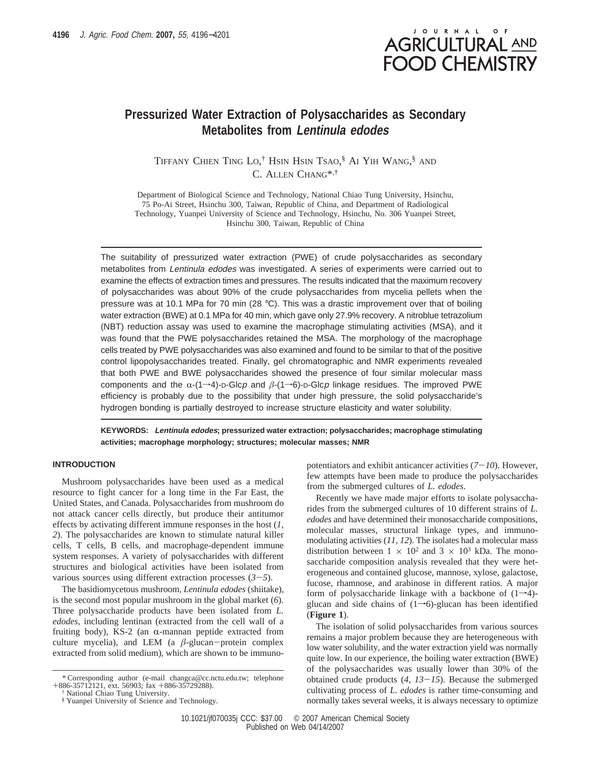# Pressurized Water Extraction of Polysaccharides as Secondary Metabolites from *Lentinula edodes*

TIFFANY CHIEN TING LO,[†] HSIN HSIN TSAO,[§] AI YIH WANG,[§] AND C. ALLEN CHANG*,[†]

Department of Biological Science and Technology, National Chiao Tung University, Hsinchu, 75 Po-Ai Street, Hsinchu 300, Taiwan, Republic of China, and Department of Radiological Technology, Yuanpei University of Science and Technology, Hsinchu, No. 306 Yuanpei Street, Hsinchu 300, Taiwan, Republic of China

The suitability of pressurized water extraction (PWE) of crude polysaccharides as secondary metabolites from *Lentinula edodes* was investigated. A series of experiments were carried out to examine the effects of extraction times and pressures. The results indicated that the maximum recovery of polysaccharides was about 90% of the crude polysaccharides from mycelia pellets when the pressure was at 10.1 MPa for 70 min (28 °C). This was a drastic improvement over that of boiling water extraction (BWE) at 0.1 MPa for 40 min, which gave only 27.9% recovery. A nitroblue tetrazolium (NBT) reduction assay was used to examine the macrophage stimulating activities (MSA), and it was found that the PWE polysaccharides retained the MSA. The morphology of the macrophage cells treated by PWE polysaccharides was also examined and found to be similar to that of the positive control lipopolysaccharides treated. Finally, gel chromatographic and NMR experiments revealed that both PWE and BWE polysaccharides showed the presence of four similar molecular mass components and the α-(1→4)-D-Glc*p* and β-(1→6)-D-Glc*p* linkage residues. The improved PWE efficiency is probably due to the possibility that under high pressure, the solid polysaccharide's hydrogen bonding is partially destroyed to increase structure elasticity and water solubility.

**KEYWORDS:** ***Lentinula edodes*; pressurized water extraction; polysaccharides; macrophage stimulating activities; macrophage morphology; structures; molecular masses; NMR**

## INTRODUCTION

Mushroom polysaccharides have been used as a medical resource to fight cancer for a long time in the Far East, the United States, and Canada. Polysaccharides from mushroom do not attack cancer cells directly, but produce their antitumor effects by activating different immune responses in the host (*1*, *2*). The polysaccharides are known to stimulate natural killer cells, T cells, B cells, and macrophage-dependent immune system responses. A variety of polysaccharides with different structures and biological activities have been isolated from various sources using different extraction processes (*3*−*5*).

The basidiomycetous mushroom, *Lentinula edodes* (shiitake), is the second most popular mushroom in the global market (*6*). Three polysaccharide products have been isolated from *L. edodes*, including lentinan (extracted from the cell wall of a fruiting body), KS-2 (an α-mannan peptide extracted from culture mycelia), and LEM (a β-glucan−protein complex extracted from solid medium), which are shown to be immunopotentiators and exhibit anticancer activities (*7*−*10*). However, few attempts have been made to produce the polysaccharides from the submerged cultures of *L. edodes*.

Recently we have made major efforts to isolate polysaccharides from the submerged cultures of 10 different strains of *L. edodes* and have determined their monosaccharide compositions, molecular masses, structural linkage types, and immunomodulating activities (*11*, *12*). The isolates had a molecular mass distribution between $1 \times 10^2$ and $3 \times 10^3$ kDa. The monosaccharide composition analysis revealed that they were heterogeneous and contained glucose, mannose, xylose, galactose, fucose, rhamnose, and arabinose in different ratios. A major form of polysaccharide linkage with a backbone of (1→4)-glucan and side chains of (1→6)-glucan has been identified (**Figure 1**).

The isolation of solid polysaccharides from various sources remains a major problem because they are heterogeneous with low water solubility, and the water extraction yield was normally quite low. In our experience, the boiling water extraction (BWE) of the polysaccharides was usually lower than 30% of the obtained crude products (*4*, *13*−*15*). Because the submerged cultivating process of *L. edodes* is rather time-consuming and normally takes several weeks, it is always necessary to optimize

\* Corresponding author (e-mail changca@cc.nctu.edu.tw; telephone +886-35712121, ext. 56903; fax +886-35729288).

[†] National Chiao Tung University.

[§] Yuanpei University of Science and Technology.

10.1021/jf070035j CCC: $37.00 © 2007 American Chemical Society
Published on Web 04/14/2007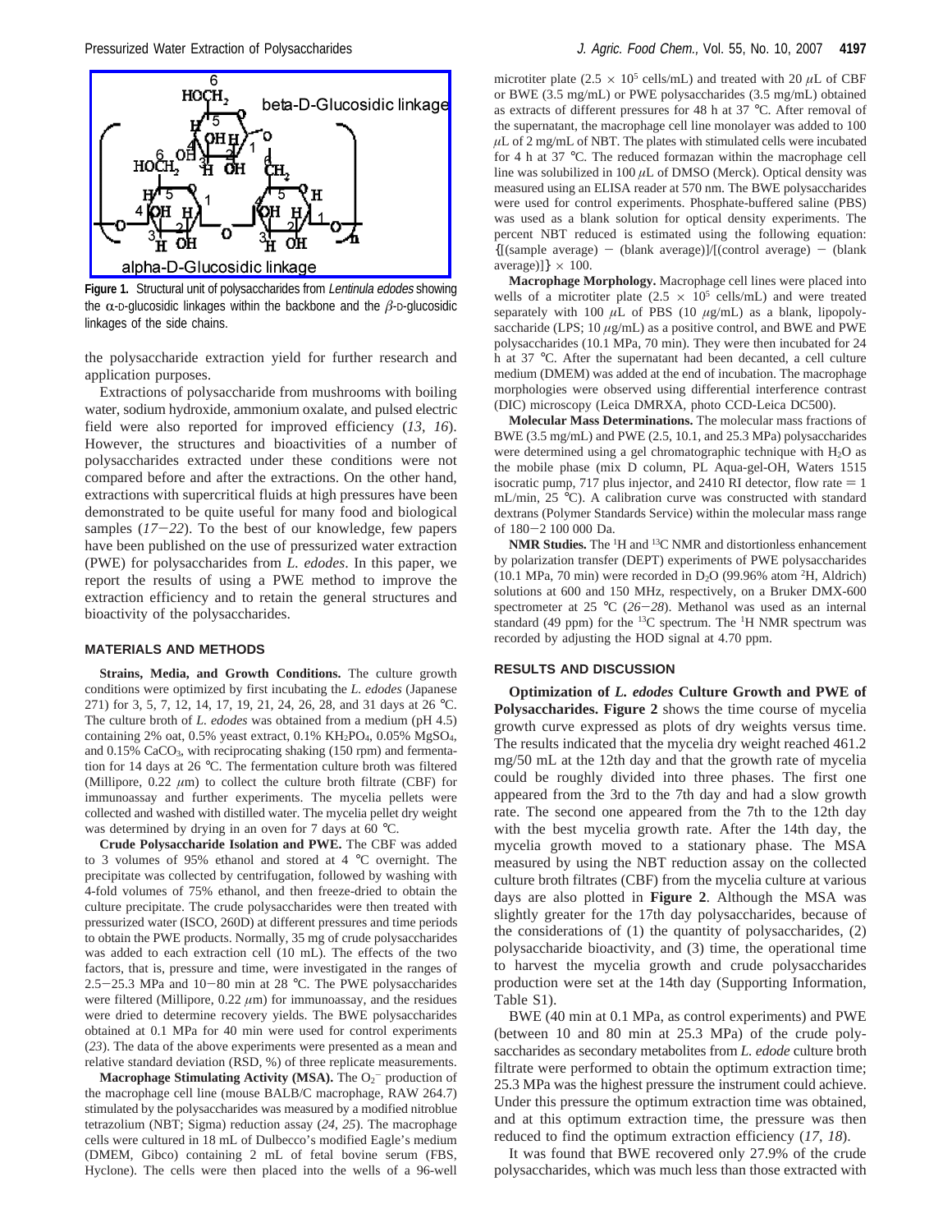**Figure 1.** Structural unit of polysaccharides from *Lentinula edodes* showing the α-D-glucosidic linkages within the backbone and the β-D-glucosidic linkages of the side chains.

the polysaccharide extraction yield for further research and application purposes.

Extractions of polysaccharide from mushrooms with boiling water, sodium hydroxide, ammonium oxalate, and pulsed electric field were also reported for improved efficiency (*13*, *16*). However, the structures and bioactivities of a number of polysaccharides extracted under these conditions were not compared before and after the extractions. On the other hand, extractions with supercritical fluids at high pressures have been demonstrated to be quite useful for many food and biological samples (*17*−*22*). To the best of our knowledge, few papers have been published on the use of pressurized water extraction (PWE) for polysaccharides from *L. edodes*. In this paper, we report the results of using a PWE method to improve the extraction efficiency and to retain the general structures and bioactivity of the polysaccharides.

## MATERIALS AND METHODS

**Strains, Media, and Growth Conditions.** The culture growth conditions were optimized by first incubating the *L. edodes* (Japanese 271) for 3, 5, 7, 12, 14, 17, 19, 21, 24, 26, 28, and 31 days at 26 °C. The culture broth of *L. edodes* was obtained from a medium (pH 4.5) containing 2% oat, 0.5% yeast extract, 0.1% $KH_2PO_4$, 0.05% $MgSO_4$, and 0.15% $CaCO_3$, with reciprocating shaking (150 rpm) and fermentation for 14 days at 26 °C. The fermentation culture broth was filtered (Millipore, 0.22 μm) to collect the culture broth filtrate (CBF) for immunoassay and further experiments. The mycelia pellets were collected and washed with distilled water. The mycelia pellet dry weight was determined by drying in an oven for 7 days at 60 °C.

**Crude Polysaccharide Isolation and PWE.** The CBF was added to 3 volumes of 95% ethanol and stored at 4 °C overnight. The precipitate was collected by centrifugation, followed by washing with 4-fold volumes of 75% ethanol, and then freeze-dried to obtain the culture precipitate. The crude polysaccharides were then treated with pressurized water (ISCO, 260D) at different pressures and time periods to obtain the PWE products. Normally, 35 mg of crude polysaccharides was added to each extraction cell (10 mL). The effects of the two factors, that is, pressure and time, were investigated in the ranges of 2.5−25.3 MPa and 10−80 min at 28 °C. The PWE polysaccharides were filtered (Millipore, 0.22 μm) for immunoassay, and the residues were dried to determine recovery yields. The BWE polysaccharides obtained at 0.1 MPa for 40 min were used for control experiments (*23*). The data of the above experiments were presented as a mean and relative standard deviation (RSD, %) of three replicate measurements.

**Macrophage Stimulating Activity (MSA).** The $O_2^-$ production of the macrophage cell line (mouse BALB/C macrophage, RAW 264.7) stimulated by the polysaccharides was measured by a modified nitroblue tetrazolium (NBT; Sigma) reduction assay (*24*, *25*). The macrophage cells were cultured in 18 mL of Dulbecco's modified Eagle's medium (DMEM, Gibco) containing 2 mL of fetal bovine serum (FBS, Hyclone). The cells were then placed into the wells of a 96-well microtiter plate ($2.5 \times 10^5$ cells/mL) and treated with 20 μL of CBF or BWE (3.5 mg/mL) or PWE polysaccharides (3.5 mg/mL) obtained as extracts of different pressures for 48 h at 37 °C. After removal of the supernatant, the macrophage cell line monolayer was added to 100 μL of 2 mg/mL of NBT. The plates with stimulated cells were incubated for 4 h at 37 °C. The reduced formazan within the macrophage cell line was solubilized in 100 μL of DMSO (Merck). Optical density was measured using an ELISA reader at 570 nm. The BWE polysaccharides were used for control experiments. Phosphate-buffered saline (PBS) was used as a blank solution for optical density experiments. The percent NBT reduced is estimated using the following equation: $\{[(\text{sample average}) - (\text{blank average})]/[(\text{control average}) - (\text{blank average})]\} \times 100$.

**Macrophage Morphology.** Macrophage cell lines were placed into wells of a microtiter plate ($2.5 \times 10^5$ cells/mL) and were treated separately with 100 μL of PBS (10 μg/mL) as a blank, lipopolysaccharide (LPS; 10 μg/mL) as a positive control, and BWE and PWE polysaccharides (10.1 MPa, 70 min). They were then incubated for 24 h at 37 °C. After the supernatant had been decanted, a cell culture medium (DMEM) was added at the end of incubation. The macrophage morphologies were observed using differential interference contrast (DIC) microscopy (Leica DMRXA, photo CCD-Leica DC500).

**Molecular Mass Determinations.** The molecular mass fractions of BWE (3.5 mg/mL) and PWE (2.5, 10.1, and 25.3 MPa) polysaccharides were determined using a gel chromatographic technique with $H_2O$ as the mobile phase (mix D column, PL Aqua-gel-OH, Waters 1515 isocratic pump, 717 plus injector, and 2410 RI detector, flow rate = 1 mL/min, 25 °C). A calibration curve was constructed with standard dextrans (Polymer Standards Service) within the molecular mass range of 180−2 100 000 Da.

**NMR Studies.** The $^1H$ and $^{13}C$ NMR and distortionless enhancement by polarization transfer (DEPT) experiments of PWE polysaccharides (10.1 MPa, 70 min) were recorded in $D_2O$ (99.96% atom $^2H$, Aldrich) solutions at 600 and 150 MHz, respectively, on a Bruker DMX-600 spectrometer at 25 °C (*26*−*28*). Methanol was used as an internal standard (49 ppm) for the $^{13}C$ spectrum. The $^1H$ NMR spectrum was recorded by adjusting the HOD signal at 4.70 ppm.

## RESULTS AND DISCUSSION

**Optimization of *L. edodes* Culture Growth and PWE of Polysaccharides. Figure 2** shows the time course of mycelia growth curve expressed as plots of dry weights versus time. The results indicated that the mycelia dry weight reached 461.2 mg/50 mL at the 12th day and that the growth rate of mycelia could be roughly divided into three phases. The first one appeared from the 3rd to the 7th day and had a slow growth rate. The second one appeared from the 7th to the 12th day with the best mycelia growth rate. After the 14th day, the mycelia growth moved to a stationary phase. The MSA measured by using the NBT reduction assay on the collected culture broth filtrates (CBF) from the mycelia culture at various days are also plotted in **Figure 2**. Although the MSA was slightly greater for the 17th day polysaccharides, because of the considerations of (1) the quantity of polysaccharides, (2) polysaccharide bioactivity, and (3) time, the operational time to harvest the mycelia growth and crude polysaccharides production were set at the 14th day (Supporting Information, Table S1).

BWE (40 min at 0.1 MPa, as control experiments) and PWE (between 10 and 80 min at 25.3 MPa) of the crude polysaccharides as secondary metabolites from *L. edode* culture broth filtrate were performed to obtain the optimum extraction time; 25.3 MPa was the highest pressure the instrument could achieve. Under this pressure the optimum extraction time was obtained, and at this optimum extraction time, the pressure was then reduced to find the optimum extraction efficiency (*17*, *18*).

It was found that BWE recovered only 27.9% of the crude polysaccharides, which was much less than those extracted with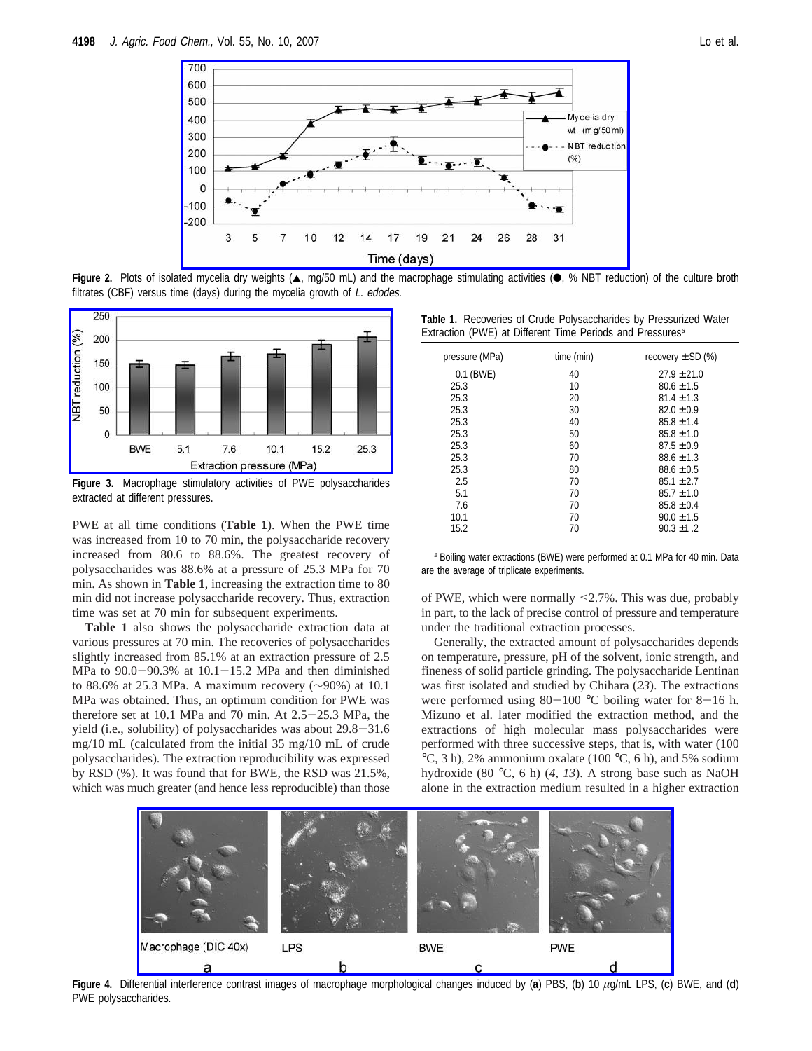Figure 2. Plots of isolated mycelia dry weights (▲, mg/50 mL) and the macrophage stimulating activities (●, % NBT reduction) of the culture broth filtrates (CBF) versus time (days) during the mycelia growth of *L. edodes*.

Figure 3. Macrophage stimulatory activities of PWE polysaccharides extracted at different pressures.

PWE at all time conditions (**Table 1**). When the PWE time was increased from 10 to 70 min, the polysaccharide recovery increased from 80.6 to 88.6%. The greatest recovery of polysaccharides was 88.6% at a pressure of 25.3 MPa for 70 min. As shown in **Table 1**, increasing the extraction time to 80 min did not increase polysaccharide recovery. Thus, extraction time was set at 70 min for subsequent experiments.

**Table 1** also shows the polysaccharide extraction data at various pressures at 70 min. The recoveries of polysaccharides slightly increased from 85.1% at an extraction pressure of 2.5 MPa to 90.0−90.3% at 10.1−15.2 MPa and then diminished to 88.6% at 25.3 MPa. A maximum recovery (~90%) at 10.1 MPa was obtained. Thus, an optimum condition for PWE was therefore set at 10.1 MPa and 70 min. At 2.5−25.3 MPa, the yield (i.e., solubility) of polysaccharides was about 29.8−31.6 mg/10 mL (calculated from the initial 35 mg/10 mL of crude polysaccharides). The extraction reproducibility was expressed by RSD (%). It was found that for BWE, the RSD was 21.5%, which was much greater (and hence less reproducible) than those

**Table 1.** Recoveries of Crude Polysaccharides by Pressurized Water Extraction (PWE) at Different Time Periods and Pressures[a]

| pressure (MPa) | time (min) | recovery ± SD (%) |
| --- | --- | --- |
| 0.1 (BWE) | 40 | 27.9 ± 21.0 |
| 25.3 | 10 | 80.6 ± 1.5 |
| 25.3 | 20 | 81.4 ± 1.3 |
| 25.3 | 30 | 82.0 ± 0.9 |
| 25.3 | 40 | 85.8 ± 1.4 |
| 25.3 | 50 | 85.8 ± 1.0 |
| 25.3 | 60 | 87.5 ± 0.9 |
| 25.3 | 70 | 88.6 ± 1.3 |
| 25.3 | 80 | 88.6 ± 0.5 |
| 2.5 | 70 | 85.1 ± 2.7 |
| 5.1 | 70 | 85.7 ± 1.0 |
| 7.6 | 70 | 85.8 ± 0.4 |
| 10.1 | 70 | 90.0 ± 1.5 |
| 15.2 | 70 | 90.3 ± 1.2 |

[a] Boiling water extractions (BWE) were performed at 0.1 MPa for 40 min. Data are the average of triplicate experiments.

of PWE, which were normally <2.7%. This was due, probably in part, to the lack of precise control of pressure and temperature under the traditional extraction processes.

Generally, the extracted amount of polysaccharides depends on temperature, pressure, pH of the solvent, ionic strength, and fineness of solid particle grinding. The polysaccharide Lentinan was first isolated and studied by Chihara (*23*). The extractions were performed using 80−100 °C boiling water for 8−16 h. Mizuno et al. later modified the extraction method, and the extractions of high molecular mass polysaccharides were performed with three successive steps, that is, with water (100 °C, 3 h), 2% ammonium oxalate (100 °C, 6 h), and 5% sodium hydroxide (80 °C, 6 h) (*4*, *13*). A strong base such as NaOH alone in the extraction medium resulted in a higher extraction

Figure 4. Differential interference contrast images of macrophage morphological changes induced by (**a**) PBS, (**b**) 10 μg/mL LPS, (**c**) BWE, and (**d**) PWE polysaccharides.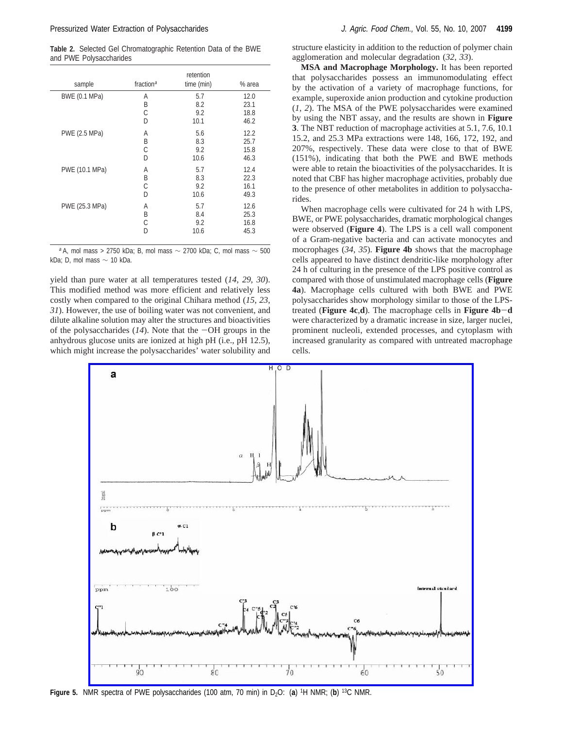**Table 2.** Selected Gel Chromatographic Retention Data of the BWE and PWE Polysaccharides

| sample | fraction[a] | retention time (min) | % area |
|---|---|---|---|
| BWE (0.1 MPa) | A | 5.7 | 12.0 |
| | B | 8.2 | 23.1 |
| | C | 9.2 | 18.8 |
| | D | 10.1 | 46.2 |
| PWE (2.5 MPa) | A | 5.6 | 12.2 |
| | B | 8.3 | 25.7 |
| | C | 9.2 | 15.8 |
| | D | 10.6 | 46.3 |
| PWE (10.1 MPa) | A | 5.7 | 12.4 |
| | B | 8.3 | 22.3 |
| | C | 9.2 | 16.1 |
| | D | 10.6 | 49.3 |
| PWE (25.3 MPa) | A | 5.7 | 12.6 |
| | B | 8.4 | 25.3 |
| | C | 9.2 | 16.8 |
| | D | 10.6 | 45.3 |

[a] A, mol mass > 2750 kDa; B, mol mass ~ 2700 kDa; C, mol mass ~ 500 kDa; D, mol mass ~ 10 kDa.

yield than pure water at all temperatures tested (*14, 29, 30*). This modified method was more efficient and relatively less costly when compared to the original Chihara method (*15, 23, 31*). However, the use of boiling water was not convenient, and dilute alkaline solution may alter the structures and bioactivities of the polysaccharides (*14*). Note that the −OH groups in the anhydrous glucose units are ionized at high pH (i.e., pH 12.5), which might increase the polysaccharides' water solubility and structure elasticity in addition to the reduction of polymer chain agglomeration and molecular degradation (*32, 33*).

**MSA and Macrophage Morphology.** It has been reported that polysaccharides possess an immunomodulating effect by the activation of a variety of macrophage functions, for example, superoxide anion production and cytokine production (*1, 2*). The MSA of the PWE polysaccharides were examined by using the NBT assay, and the results are shown in **Figure 3**. The NBT reduction of macrophage activities at 5.1, 7.6, 10.1 15.2, and 25.3 MPa extractions were 148, 166, 172, 192, and 207%, respectively. These data were close to that of BWE (151%), indicating that both the PWE and BWE methods were able to retain the bioactivities of the polysaccharides. It is noted that CBF has higher macrophage activities, probably due to the presence of other metabolites in addition to polysaccharides.

When macrophage cells were cultivated for 24 h with LPS, BWE, or PWE polysaccharides, dramatic morphological changes were observed (**Figure 4**). The LPS is a cell wall component of a Gram-negative bacteria and can activate monocytes and mocrophages (*34, 35*). **Figure 4b** shows that the macrophage cells appeared to have distinct dendritic-like morphology after 24 h of culturing in the presence of the LPS positive control as compared with those of unstimulated macrophage cells (**Figure 4a**). Macrophage cells cultured with both BWE and PWE polysaccharides show morphology similar to those of the LPS-treated (**Figure 4c**,**d**). The macrophage cells in **Figure 4b**−**d** were characterized by a dramatic increase in size, larger nuclei, prominent nucleoli, extended processes, and cytoplasm with increased granularity as compared with untreated macrophage cells.

**Figure 5.** NMR spectra of PWE polysaccharides (100 atm, 70 min) in $D_2O$: (**a**) $^1H$ NMR; (**b**) $^{13}C$ NMR.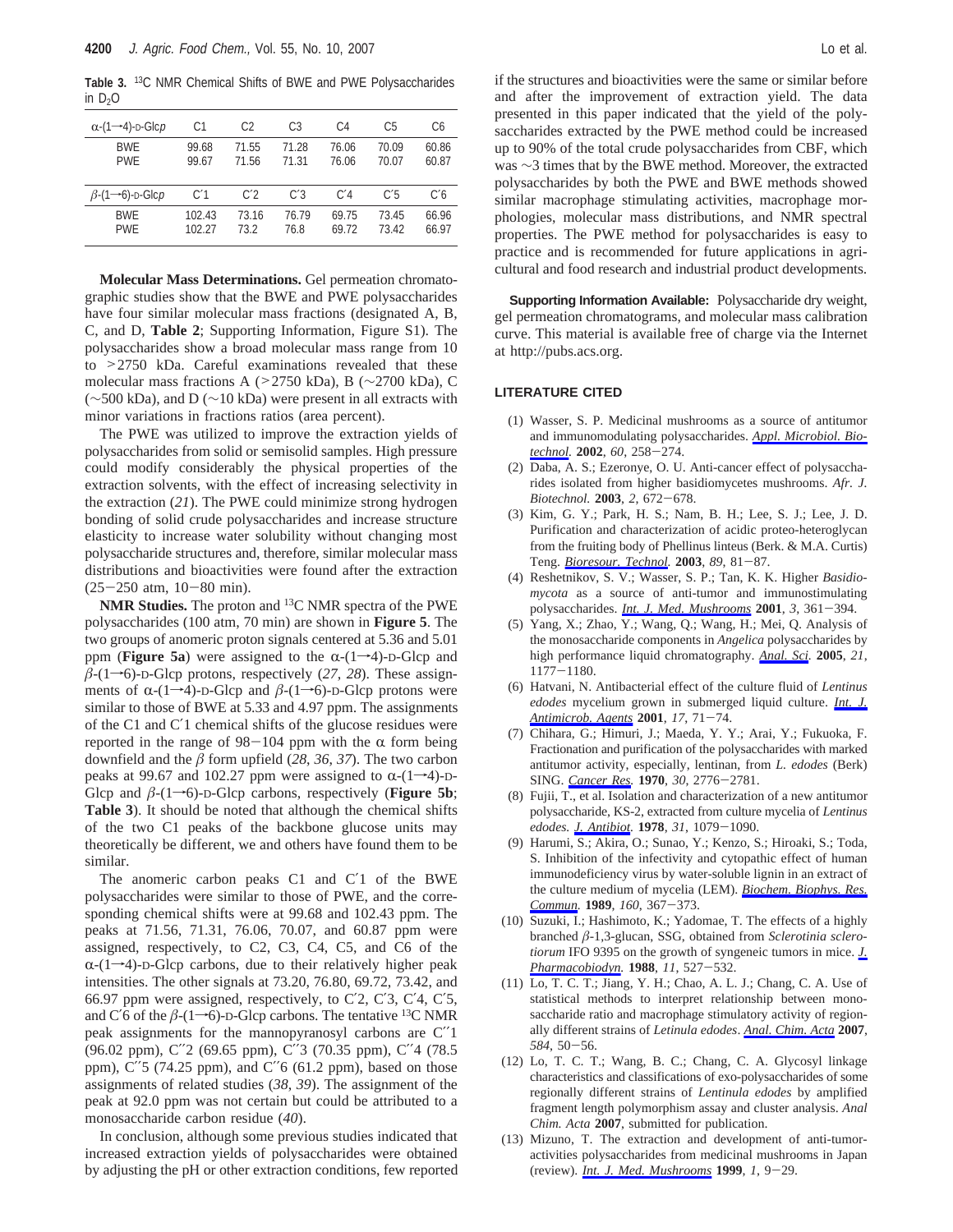**Table 3.** $^{13}C$ NMR Chemical Shifts of BWE and PWE Polysaccharides in $D_2O$

| α-(1→4)-D-Glc*p* | C1 | C2 | C3 | C4 | C5 | C6 |
|---|---|---|---|---|---|---|
| BWE | 99.68 | 71.55 | 71.28 | 76.06 | 70.09 | 60.86 |
| PWE | 99.67 | 71.56 | 71.31 | 76.06 | 70.07 | 60.87 |
| β-(1→6)-D-Glc*p* | C′1 | C′2 | C′3 | C′4 | C′5 | C′6 |
| BWE | 102.43 | 73.16 | 76.79 | 69.75 | 73.45 | 66.96 |
| PWE | 102.27 | 73.2 | 76.8 | 69.72 | 73.42 | 66.97 |

**Molecular Mass Determinations.** Gel permeation chromatographic studies show that the BWE and PWE polysaccharides have four similar molecular mass fractions (designated A, B, C, and D, **Table 2**; Supporting Information, Figure S1). The polysaccharides show a broad molecular mass range from 10 to >2750 kDa. Careful examinations revealed that these molecular mass fractions A (>2750 kDa), B (∼2700 kDa), C (∼500 kDa), and D (∼10 kDa) were present in all extracts with minor variations in fractions ratios (area percent).

The PWE was utilized to improve the extraction yields of polysaccharides from solid or semisolid samples. High pressure could modify considerably the physical properties of the extraction solvents, with the effect of increasing selectivity in the extraction (*21*). The PWE could minimize strong hydrogen bonding of solid crude polysaccharides and increase structure elasticity to increase water solubility without changing most polysaccharide structures and, therefore, similar molecular mass distributions and bioactivities were found after the extraction (25−250 atm, 10−80 min).

**NMR Studies.** The proton and $^{13}C$ NMR spectra of the PWE polysaccharides (100 atm, 70 min) are shown in **Figure 5**. The two groups of anomeric proton signals centered at 5.36 and 5.01 ppm (**Figure 5a**) were assigned to the α-(1→4)-D-Glcp and β-(1→6)-D-Glcp protons, respectively (*27*, *28*). These assignments of α-(1→4)-D-Glcp and β-(1→6)-D-Glcp protons were similar to those of BWE at 5.33 and 4.97 ppm. The assignments of the C1 and C′1 chemical shifts of the glucose residues were reported in the range of 98−104 ppm with the α form being downfield and the β form upfield (*28*, *36*, *37*). The two carbon peaks at 99.67 and 102.27 ppm were assigned to α-(1→4)-D-Glcp and β-(1→6)-D-Glcp carbons, respectively (**Figure 5b**; **Table 3**). It should be noted that although the chemical shifts of the two C1 peaks of the backbone glucose units may theoretically be different, we and others have found them to be similar.

The anomeric carbon peaks C1 and C′1 of the BWE polysaccharides were similar to those of PWE, and the corresponding chemical shifts were at 99.68 and 102.43 ppm. The peaks at 71.56, 71.31, 76.06, 70.07, and 60.87 ppm were assigned, respectively, to C2, C3, C4, C5, and C6 of the α-(1→4)-D-Glcp carbons, due to their relatively higher peak intensities. The other signals at 73.20, 76.80, 69.72, 73.42, and 66.97 ppm were assigned, respectively, to C′2, C′3, C′4, C′5, and C′6 of the β-(1→6)-D-Glcp carbons. The tentative $^{13}C$ NMR peak assignments for the mannopyranosyl carbons are C′′1 (96.02 ppm), C′′2 (69.65 ppm), C′′3 (70.35 ppm), C′′4 (78.5 ppm), C′′5 (74.25 ppm), and C′′6 (61.2 ppm), based on those assignments of related studies (*38*, *39*). The assignment of the peak at 92.0 ppm was not certain but could be attributed to a monosaccharide carbon residue (*40*).

In conclusion, although some previous studies indicated that increased extraction yields of polysaccharides were obtained by adjusting the pH or other extraction conditions, few reported if the structures and bioactivities were the same or similar before and after the improvement of extraction yield. The data presented in this paper indicated that the yield of the polysaccharides extracted by the PWE method could be increased up to 90% of the total crude polysaccharides from CBF, which was ∼3 times that by the BWE method. Moreover, the extracted polysaccharides by both the PWE and BWE methods showed similar macrophage stimulating activities, macrophage morphologies, molecular mass distributions, and NMR spectral properties. The PWE method for polysaccharides is easy to practice and is recommended for future applications in agricultural and food research and industrial product developments.

**Supporting Information Available:** Polysaccharide dry weight, gel permeation chromatograms, and molecular mass calibration curve. This material is available free of charge via the Internet at http://pubs.acs.org.

## LITERATURE CITED

(1) Wasser, S. P. Medicinal mushrooms as a source of antitumor and immunomodulating polysaccharides. *Appl. Microbiol. Biotechnol.* **2002**, *60*, 258−274.

(2) Daba, A. S.; Ezeronye, O. U. Anti-cancer effect of polysaccharides isolated from higher basidiomycetes mushrooms. *Afr. J. Biotechnol.* **2003**, *2*, 672−678.

(3) Kim, G. Y.; Park, H. S.; Nam, B. H.; Lee, S. J.; Lee, J. D. Purification and characterization of acidic proteo-heteroglycan from the fruiting body of Phellinus linteus (Berk. & M.A. Curtis) Teng. *Bioresour. Technol.* **2003**, *89*, 81−87.

(4) Reshetnikov, S. V.; Wasser, S. P.; Tan, K. K. Higher *Basidiomycota* as a source of anti-tumor and immunostimulating polysaccharides. *Int. J. Med. Mushrooms* **2001**, *3*, 361−394.

(5) Yang, X.; Zhao, Y.; Wang, Q.; Wang, H.; Mei, Q. Analysis of the monosaccharide components in *Angelica* polysaccharides by high performance liquid chromatography. *Anal. Sci.* **2005**, *21*, 1177−1180.

(6) Hatvani, N. Antibacterial effect of the culture fluid of *Lentinus edodes* mycelium grown in submerged liquid culture. *Int. J. Antimicrob. Agents* **2001**, *17*, 71−74.

(7) Chihara, G.; Himuri, J.; Maeda, Y. Y.; Arai, Y.; Fukuoka, F. Fractionation and purification of the polysaccharides with marked antitumor activity, especially, lentinan, from *L. edodes* (Berk) SING. *Cancer Res.* **1970**, *30*, 2776−2781.

(8) Fujii, T., et al. Isolation and characterization of a new antitumor polysaccharide, KS-2, extracted from culture mycelia of *Lentinus edodes*. *J. Antibiot.* **1978**, *31*, 1079−1090.

(9) Harumi, S.; Akira, O.; Sunao, Y.; Kenzo, S.; Hiroaki, S.; Toda, S. Inhibition of the infectivity and cytopathic effect of human immunodeficiency virus by water-soluble lignin in an extract of the culture medium of mycelia (LEM). *Biochem. Biophys. Res. Commun.* **1989**, *160*, 367−373.

(10) Suzuki, I.; Hashimoto, K.; Yadomae, T. The effects of a highly branched β-1,3-glucan, SSG, obtained from *Sclerotinia sclerotiorum* IFO 9395 on the growth of syngeneic tumors in mice. *J. Pharmacobiodyn.* **1988**, *11*, 527−532.

(11) Lo, T. C. T.; Jiang, Y. H.; Chao, A. L. J.; Chang, C. A. Use of statistical methods to interpret relationship between monosaccharide ratio and macrophage stimulatory activity of regionally different strains of *Letinula edodes*. *Anal. Chim. Acta* **2007**, *584*, 50−56.

(12) Lo, T. C. T.; Wang, B. C.; Chang, C. A. Glycosyl linkage characteristics and classifications of exo-polysaccharides of some regionally different strains of *Lentinula edodes* by amplified fragment length polymorphism assay and cluster analysis. *Anal Chim. Acta* **2007**, submitted for publication.

(13) Mizuno, T. The extraction and development of anti-tumor-activities polysaccharides from medicinal mushrooms in Japan (review). *Int. J. Med. Mushrooms* **1999**, *1*, 9−29.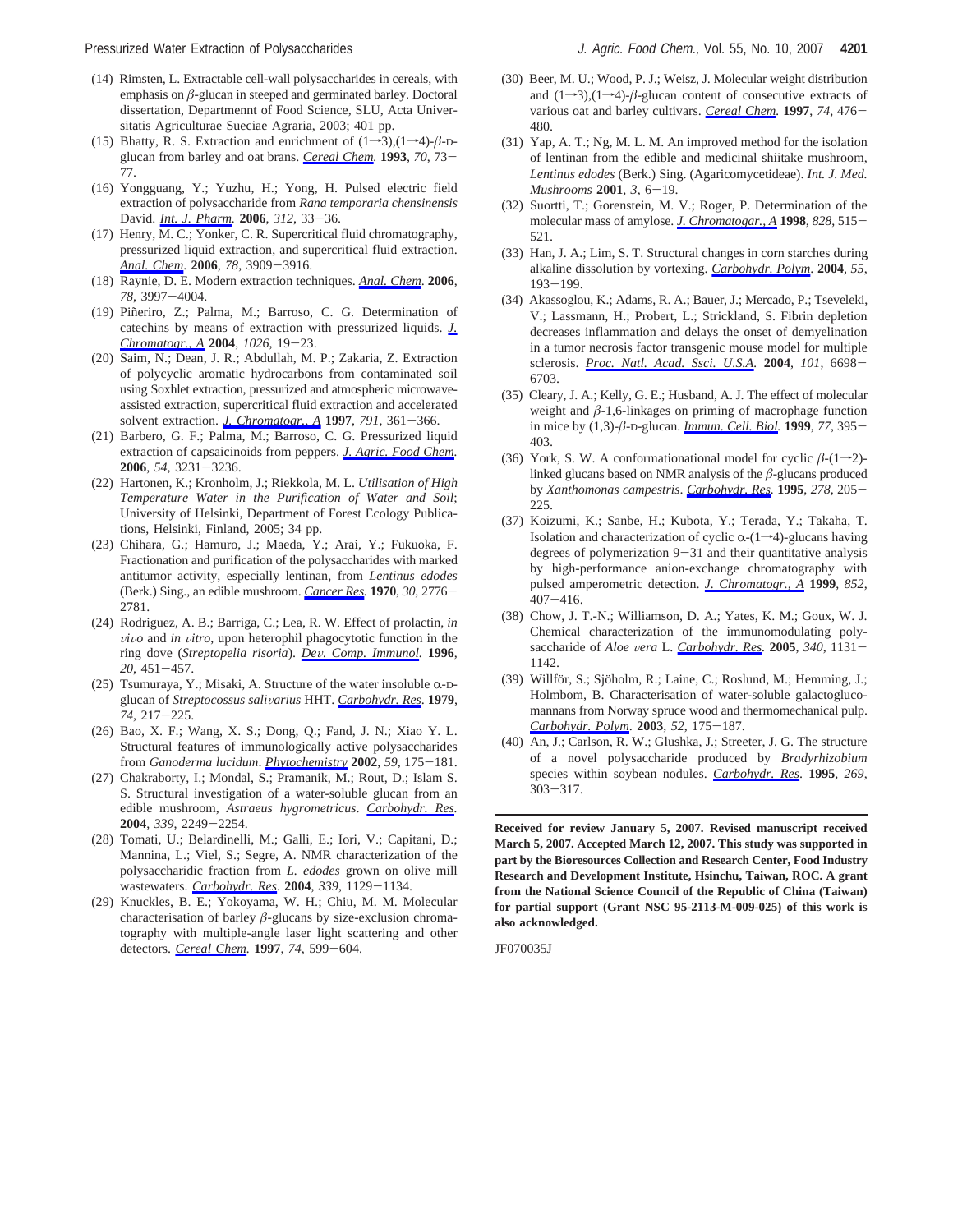(14) Rimsten, L. Extractable cell-wall polysaccharides in cereals, with emphasis on $\beta$-glucan in steeped and germinated barley. Doctoral dissertation, Departmennt of Food Science, SLU, Acta Universitatis Agriculturae Sueciae Agraria, 2003; 401 pp.

(15) Bhatty, R. S. Extraction and enrichment of $(1\rightarrow3),(1\rightarrow4)$-$\beta$-D-glucan from barley and oat brans. *Cereal Chem.* **1993**, *70*, 73–77.

(16) Yongguang, Y.; Yuzhu, H.; Yong, H. Pulsed electric field extraction of polysaccharide from *Rana temporaria chensinensis* David. *Int. J. Pharm.* **2006**, *312*, 33–36.

(17) Henry, M. C.; Yonker, C. R. Supercritical fluid chromatography, pressurized liquid extraction, and supercritical fluid extraction. *Anal. Chem.* **2006**, *78*, 3909–3916.

(18) Raynie, D. E. Modern extraction techniques. *Anal. Chem.* **2006**, *78*, 3997–4004.

(19) Piñeriro, Z.; Palma, M.; Barroso, C. G. Determination of catechins by means of extraction with pressurized liquids. *J. Chromatogr., A* **2004**, *1026*, 19–23.

(20) Saim, N.; Dean, J. R.; Abdullah, M. P.; Zakaria, Z. Extraction of polycyclic aromatic hydrocarbons from contaminated soil using Soxhlet extraction, pressurized and atmospheric microwave-assisted extraction, supercritical fluid extraction and accelerated solvent extraction. *J. Chromatogr., A* **1997**, *791*, 361–366.

(21) Barbero, G. F.; Palma, M.; Barroso, C. G. Pressurized liquid extraction of capsaicinoids from peppers. *J. Agric. Food Chem.* **2006**, *54*, 3231–3236.

(22) Hartonen, K.; Kronholm, J.; Riekkola, M. L. *Utilisation of High Temperature Water in the Purification of Water and Soil*; University of Helsinki, Department of Forest Ecology Publications, Helsinki, Finland, 2005; 34 pp.

(23) Chihara, G.; Hamuro, J.; Maeda, Y.; Arai, Y.; Fukuoka, F. Fractionation and purification of the polysaccharides with marked antitumor activity, especially lentinan, from *Lentinus edodes* (Berk.) Sing., an edible mushroom. *Cancer Res.* **1970**, *30*, 2776–2781.

(24) Rodriguez, A. B.; Barriga, C.; Lea, R. W. Effect of prolactin, *in vivo* and *in vitro*, upon heterophil phagocytotic function in the ring dove (*Streptopelia risoria*). *Dev. Comp. Immunol.* **1996**, *20*, 451–457.

(25) Tsumuraya, Y.; Misaki, A. Structure of the water insoluble α-D-glucan of *Streptocossus salivarius* HHT. *Carbohydr. Res.* **1979**, *74*, 217–225.

(26) Bao, X. F.; Wang, X. S.; Dong, Q.; Fand, J. N.; Xiao Y. L. Structural features of immunologically active polysaccharides from *Ganoderma lucidum*. *Phytochemistry* **2002**, *59*, 175–181.

(27) Chakraborty, I.; Mondal, S.; Pramanik, M.; Rout, D.; Islam S. S. Structural investigation of a water-soluble glucan from an edible mushroom, *Astraeus hygrometricus*. *Carbohydr. Res.* **2004**, *339*, 2249–2254.

(28) Tomati, U.; Belardinelli, M.; Galli, E.; Iori, V.; Capitani, D.; Mannina, L.; Viel, S.; Segre, A. NMR characterization of the polysaccharidic fraction from *L. edodes* grown on olive mill wastewaters. *Carbohydr. Res.* **2004**, *339*, 1129–1134.

(29) Knuckles, B. E.; Yokoyama, W. H.; Chiu, M. M. Molecular characterisation of barley $\beta$-glucans by size-exclusion chromatography with multiple-angle laser light scattering and other detectors. *Cereal Chem.* **1997**, *74*, 599–604.

(30) Beer, M. U.; Wood, P. J.; Weisz, J. Molecular weight distribution and $(1\rightarrow3),(1\rightarrow4)$-$\beta$-glucan content of consecutive extracts of various oat and barley cultivars. *Cereal Chem.* **1997**, *74*, 476–480.

(31) Yap, A. T.; Ng, M. L. M. An improved method for the isolation of lentinan from the edible and medicinal shiitake mushroom, *Lentinus edodes* (Berk.) Sing. (Agaricomycetideae). *Int. J. Med. Mushrooms* **2001**, *3*, 6–19.

(32) Suortti, T.; Gorenstein, M. V.; Roger, P. Determination of the molecular mass of amylose. *J. Chromatogar., A* **1998**, *828*, 515–521.

(33) Han, J. A.; Lim, S. T. Structural changes in corn starches during alkaline dissolution by vortexing. *Carbohydr. Polym.* **2004**, *55*, 193–199.

(34) Akassoglou, K.; Adams, R. A.; Bauer, J.; Mercado, P.; Tseveleki, V.; Lassmann, H.; Probert, L.; Strickland, S. Fibrin depletion decreases inflammation and delays the onset of demyelination in a tumor necrosis factor transgenic mouse model for multiple sclerosis. *Proc. Natl. Acad. Ssci. U.S.A.* **2004**, *101*, 6698–6703.

(35) Cleary, J. A.; Kelly, G. E.; Husband, A. J. The effect of molecular weight and $\beta$-1,6-linkages on priming of macrophage function in mice by (1,3)-$\beta$-D-glucan. *Immun. Cell. Biol.* **1999**, *77*, 395–403.

(36) York, S. W. A conformationational model for cyclic $\beta$-$(1\rightarrow2)$-linked glucans based on NMR analysis of the $\beta$-glucans produced by *Xanthomonas campestris*. *Carbohydr. Res.* **1995**, *278*, 205–225.

(37) Koizumi, K.; Sanbe, H.; Kubota, Y.; Terada, Y.; Takaha, T. Isolation and characterization of cyclic α-$(1\rightarrow4)$-glucans having degrees of polymerization 9–31 and their quantitative analysis by high-performance anion-exchange chromatography with pulsed amperometric detection. *J. Chromatogr., A* **1999**, *852*, 407–416.

(38) Chow, J. T.-N.; Williamson, D. A.; Yates, K. M.; Goux, W. J. Chemical characterization of the immunomodulating polysaccharide of *Aloe vera* L. *Carbohydr. Res.* **2005**, *340*, 1131–1142.

(39) Willför, S.; Sjöholm, R.; Laine, C.; Roslund, M.; Hemming, J.; Holmbom, B. Characterisation of water-soluble galactoglucomannans from Norway spruce wood and thermomechanical pulp. *Carbohydr. Polym.* **2003**, *52*, 175–187.

(40) An, J.; Carlson, R. W.; Glushka, J.; Streeter, J. G. The structure of a novel polysaccharide produced by *Bradyrhizobium* species within soybean nodules. *Carbohydr. Res.* **1995**, *269*, 303–317.

**Received for review January 5, 2007. Revised manuscript received March 5, 2007. Accepted March 12, 2007. This study was supported in part by the Bioresources Collection and Research Center, Food Industry Research and Development Institute, Hsinchu, Taiwan, ROC. A grant from the National Science Council of the Republic of China (Taiwan) for partial support (Grant NSC 95-2113-M-009-025) of this work is also acknowledged.**

JF070035J